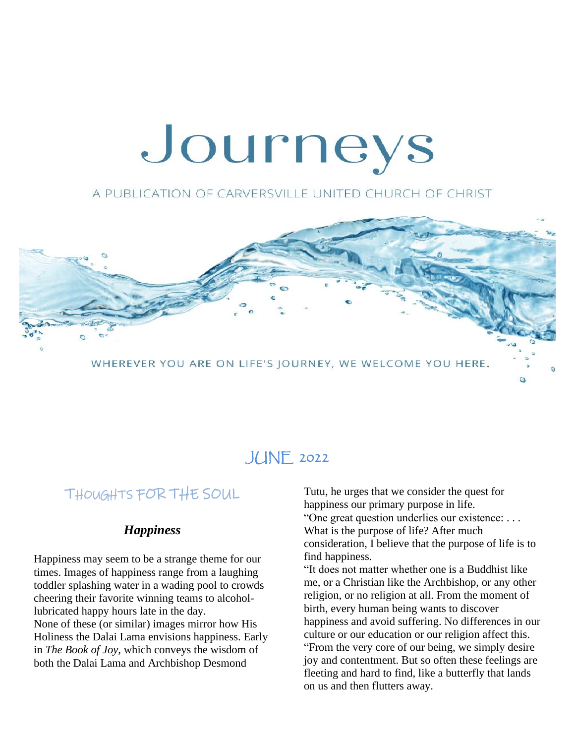# Journeys

A PUBLICATION OF CARVERSVILLE UNITED CHURCH OF CHRIST

WHEREVER YOU ARE ON LIFE'S JOURNEY, WE WELCOME YOU HERE.

## JUNE 2022

## THOUGHTS FOR THE SOUL

### *Happiness*

Happiness may seem to be a strange theme for our times. Images of happiness range from a laughing toddler splashing water in a wading pool to crowds cheering their favorite winning teams to alcohol-lubricated happy hours late in the day.

None of these (or similar) images mirror how His Holiness the Dalai Lama envisions happiness. Early in *The Book of Joy*, which conveys the wisdom of both the Dalai Lama and Archbishop Desmond Tutu, he urges that we consider the quest for happiness our primary purpose in life.

"One great question underlies our existence: . . . What is the purpose of life? After much consideration, I believe that the purpose of life is to find happiness.

"It does not matter whether one is a Buddhist like me, or a Christian like the Archbishop, or any other religion, or no religion at all. From the moment of birth, every human being wants to discover happiness and avoid suffering. No differences in our culture or our education or our religion affect this.

"From the very core of our being, we simply desire joy and contentment. But so often these feelings are fleeting and hard to find, like a butterfly that lands on us and then flutters away.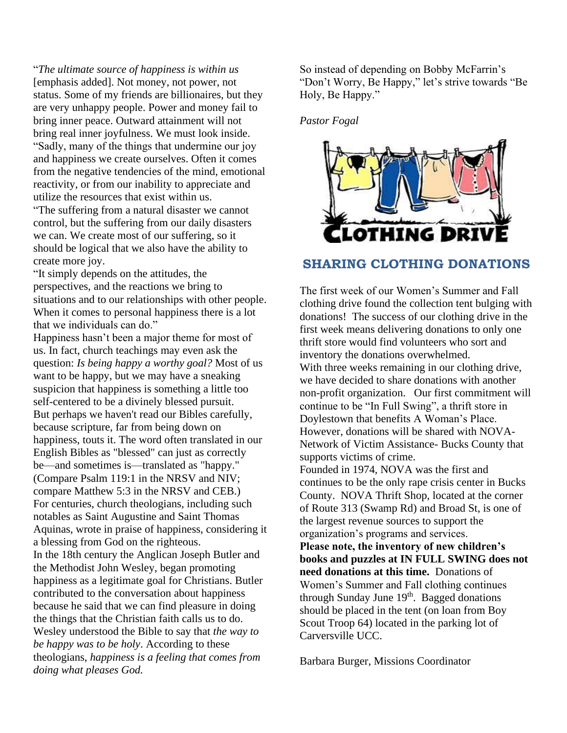"*The ultimate source of happiness is within us* [emphasis added]. Not money, not power, not status. Some of my friends are billionaires, but they are very unhappy people. Power and money fail to bring inner peace. Outward attainment will not bring real inner joyfulness. We must look inside.

"Sadly, many of the things that undermine our joy and happiness we create ourselves. Often it comes from the negative tendencies of the mind, emotional reactivity, or from our inability to appreciate and utilize the resources that exist within us.

"The suffering from a natural disaster we cannot control, but the suffering from our daily disasters we can. We create most of our suffering, so it should be logical that we also have the ability to create more joy.

"It simply depends on the attitudes, the perspectives, and the reactions we bring to situations and to our relationships with other people. When it comes to personal happiness there is a lot that we individuals can do."

Happiness hasn't been a major theme for most of us. In fact, church teachings may even ask the question: *Is being happy a worthy goal?* Most of us want to be happy, but we may have a sneaking suspicion that happiness is something a little too self-centered to be a divinely blessed pursuit.

But perhaps we haven't read our Bibles carefully, because scripture, far from being down on happiness, touts it. The word often translated in our English Bibles as "blessed" can just as correctly be—and sometimes is—translated as "happy." (Compare Psalm 119:1 in the NRSV and NIV; compare Matthew 5:3 in the NRSV and CEB.)

For centuries, church theologians, including such notables as Saint Augustine and Saint Thomas Aquinas, wrote in praise of happiness, considering it a blessing from God on the righteous.

In the 18th century the Anglican Joseph Butler and the Methodist John Wesley, began promoting happiness as a legitimate goal for Christians. Butler contributed to the conversation about happiness because he said that we can find pleasure in doing the things that the Christian faith calls us to do. Wesley understood the Bible to say that *the way to be happy was to be holy*. According to these theologians, *happiness is a feeling that comes from doing what pleases God.*

So instead of depending on Bobby McFarrin's "Don't Worry, Be Happy," let's strive towards "Be Holy, Be Happy."

*Pastor Fogal*

CLOTHING DRIVE

## SHARING CLOTHING DONATIONS

The first week of our Women's Summer and Fall clothing drive found the collection tent bulging with donations! The success of our clothing drive in the first week means delivering donations to only one thrift store would find volunteers who sort and inventory the donations overwhelmed.

With three weeks remaining in our clothing drive, we have decided to share donations with another non-profit organization. Our first commitment will continue to be "In Full Swing", a thrift store in Doylestown that benefits A Woman's Place. However, donations will be shared with NOVA-Network of Victim Assistance- Bucks County that supports victims of crime.

Founded in 1974, NOVA was the first and continues to be the only rape crisis center in Bucks County. NOVA Thrift Shop, located at the corner of Route 313 (Swamp Rd) and Broad St, is one of the largest revenue sources to support the organization's programs and services.

**Please note, the inventory of new children's books and puzzles at IN FULL SWING does not need donations at this time.** Donations of Women's Summer and Fall clothing continues through Sunday June 19th. Bagged donations should be placed in the tent (on loan from Boy Scout Troop 64) located in the parking lot of Carversville UCC.

Barbara Burger, Missions Coordinator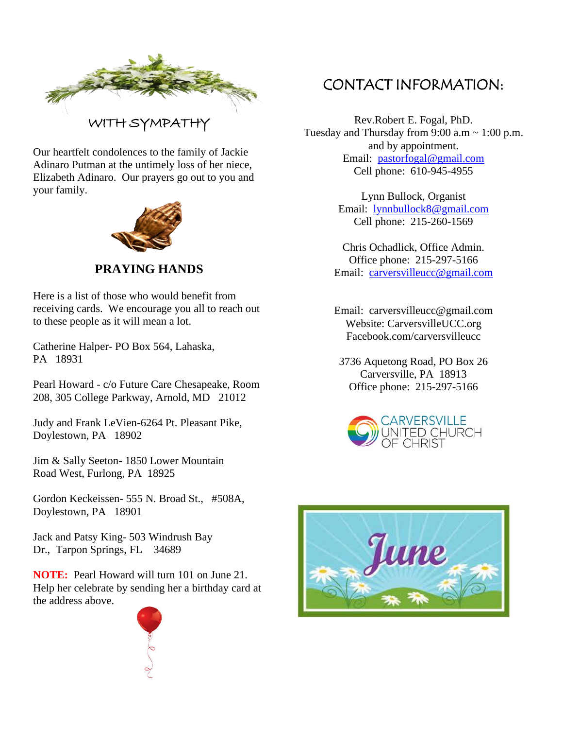## WITH SYMPATHY

Our heartfelt condolences to the family of Jackie Adinaro Putman at the untimely loss of her niece, Elizabeth Adinaro. Our prayers go out to you and your family.

## PRAYING HANDS

Here is a list of those who would benefit from receiving cards. We encourage you all to reach out to these people as it will mean a lot.

Catherine Halper- PO Box 564, Lahaska, PA 18931

Pearl Howard - c/o Future Care Chesapeake, Room 208, 305 College Parkway, Arnold, MD 21012

Judy and Frank LeVien-6264 Pt. Pleasant Pike, Doylestown, PA 18902

Jim & Sally Seeton- 1850 Lower Mountain Road West, Furlong, PA 18925

Gordon Keckeissen- 555 N. Broad St., #508A, Doylestown, PA 18901

Jack and Patsy King- 503 Windrush Bay Dr., Tarpon Springs, FL 34689

**NOTE:** Pearl Howard will turn 101 on June 21. Help her celebrate by sending her a birthday card at the address above.

## CONTACT INFORMATION:

Rev.Robert E. Fogal, PhD.
Tuesday and Thursday from 9:00 a.m ~ 1:00 p.m. and by appointment.
Email: pastorfogal@gmail.com
Cell phone: 610-945-4955

Lynn Bullock, Organist
Email: lynnbullock8@gmail.com
Cell phone: 215-260-1569

Chris Ochadlick, Office Admin.
Office phone: 215-297-5166
Email: carversvilleucc@gmail.com

Email: carversvilleucc@gmail.com
Website: CarversvilleUCC.org
Facebook.com/carversvilleucc

3736 Aquetong Road, PO Box 26
Carversville, PA 18913
Office phone: 215-297-5166

CARVERSVILLE UNITED CHURCH OF CHRIST

June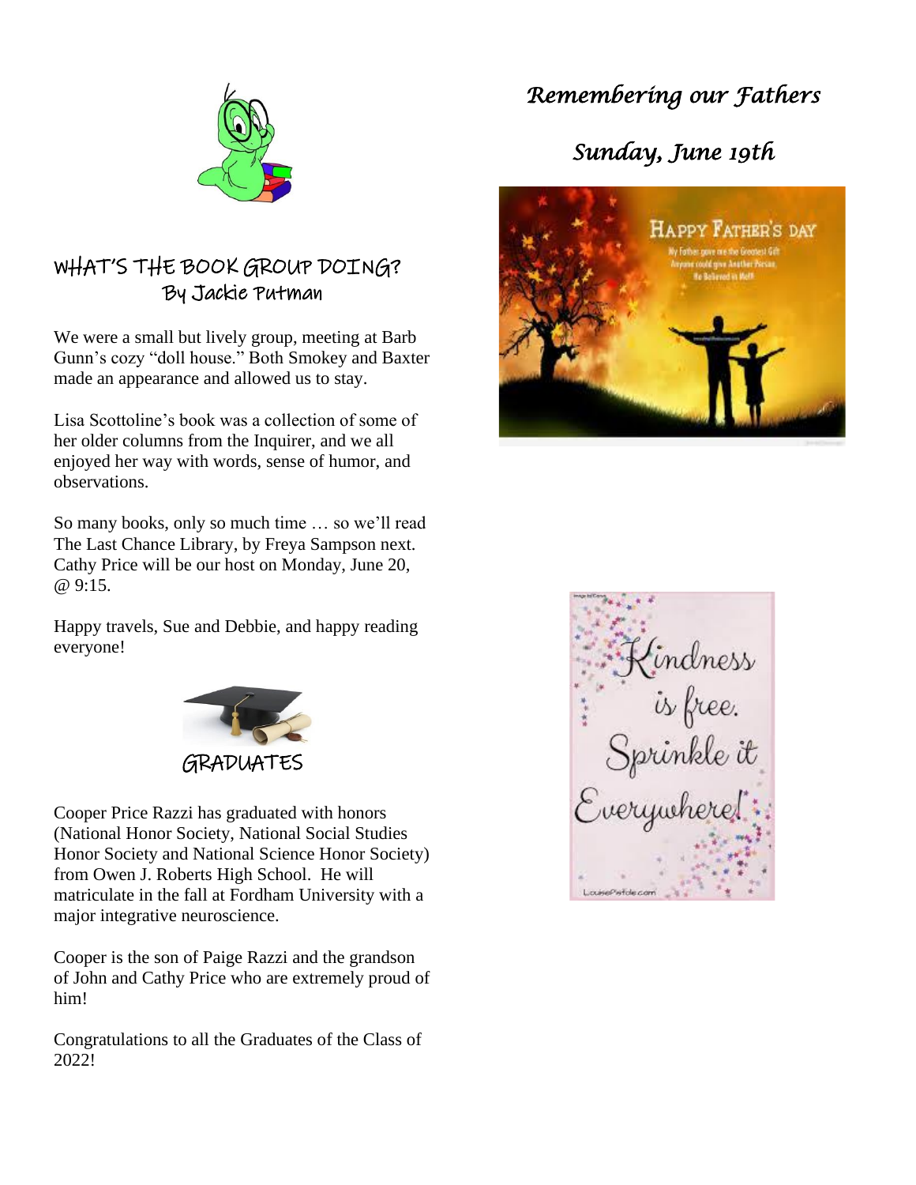## WHAT'S THE BOOK GROUP DOING?
By Jackie Putman

We were a small but lively group, meeting at Barb Gunn's cozy "doll house." Both Smokey and Baxter made an appearance and allowed us to stay.

Lisa Scottoline's book was a collection of some of her older columns from the Inquirer, and we all enjoyed her way with words, sense of humor, and observations.

So many books, only so much time … so we'll read The Last Chance Library, by Freya Sampson next. Cathy Price will be our host on Monday, June 20, @ 9:15.

Happy travels, Sue and Debbie, and happy reading everyone!

## GRADUATES

Cooper Price Razzi has graduated with honors (National Honor Society, National Social Studies Honor Society and National Science Honor Society) from Owen J. Roberts High School. He will matriculate in the fall at Fordham University with a major integrative neuroscience.

Cooper is the son of Paige Razzi and the grandson of John and Cathy Price who are extremely proud of him!

Congratulations to all the Graduates of the Class of 2022!

## *Remembering our Fathers*

## *Sunday, June 19th*